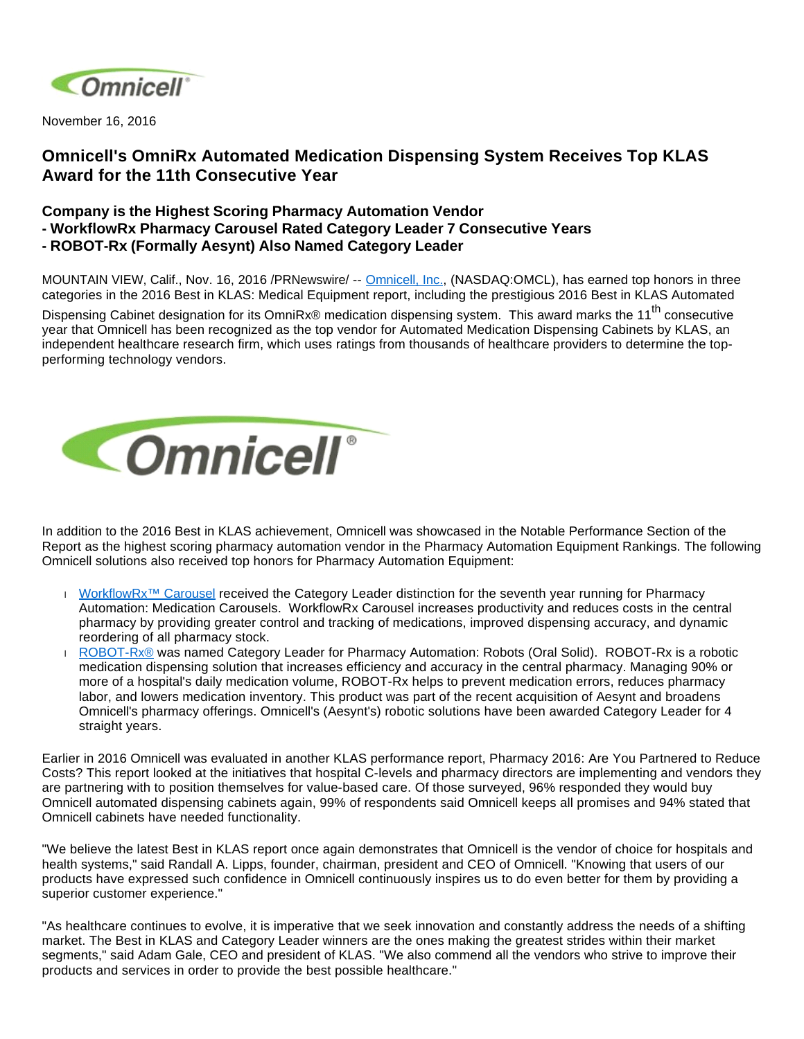November 16, 2016

# Omnicell's OmniRx Automated Medication Dispensing System Receives Top KLAS Award for the 11th Consecutive Year

## Company is the Highest Scoring Pharmacy Automation Vendor
## - WorkflowRx Pharmacy Carousel Rated Category Leader 7 Consecutive Years
## - ROBOT-Rx (Formally Aesynt) Also Named Category Leader

MOUNTAIN VIEW, Calif., Nov. 16, 2016 /PRNewswire/ -- Omnicell, Inc., (NASDAQ:OMCL), has earned top honors in three categories in the 2016 Best in KLAS: Medical Equipment report, including the prestigious 2016 Best in KLAS Automated Dispensing Cabinet designation for its OmniRx® medication dispensing system. This award marks the 11th consecutive year that Omnicell has been recognized as the top vendor for Automated Medication Dispensing Cabinets by KLAS, an independent healthcare research firm, which uses ratings from thousands of healthcare providers to determine the top-performing technology vendors.

In addition to the 2016 Best in KLAS achievement, Omnicell was showcased in the Notable Performance Section of the Report as the highest scoring pharmacy automation vendor in the Pharmacy Automation Equipment Rankings. The following Omnicell solutions also received top honors for Pharmacy Automation Equipment:

- WorkflowRx™ Carousel received the Category Leader distinction for the seventh year running for Pharmacy Automation: Medication Carousels. WorkflowRx Carousel increases productivity and reduces costs in the central pharmacy by providing greater control and tracking of medications, improved dispensing accuracy, and dynamic reordering of all pharmacy stock.
- ROBOT-Rx® was named Category Leader for Pharmacy Automation: Robots (Oral Solid). ROBOT-Rx is a robotic medication dispensing solution that increases efficiency and accuracy in the central pharmacy. Managing 90% or more of a hospital's daily medication volume, ROBOT-Rx helps to prevent medication errors, reduces pharmacy labor, and lowers medication inventory. This product was part of the recent acquisition of Aesynt and broadens Omnicell's pharmacy offerings. Omnicell's (Aesynt's) robotic solutions have been awarded Category Leader for 4 straight years.

Earlier in 2016 Omnicell was evaluated in another KLAS performance report, Pharmacy 2016: Are You Partnered to Reduce Costs? This report looked at the initiatives that hospital C-levels and pharmacy directors are implementing and vendors they are partnering with to position themselves for value-based care. Of those surveyed, 96% responded they would buy Omnicell automated dispensing cabinets again, 99% of respondents said Omnicell keeps all promises and 94% stated that Omnicell cabinets have needed functionality.

"We believe the latest Best in KLAS report once again demonstrates that Omnicell is the vendor of choice for hospitals and health systems," said Randall A. Lipps, founder, chairman, president and CEO of Omnicell. "Knowing that users of our products have expressed such confidence in Omnicell continuously inspires us to do even better for them by providing a superior customer experience."

"As healthcare continues to evolve, it is imperative that we seek innovation and constantly address the needs of a shifting market. The Best in KLAS and Category Leader winners are the ones making the greatest strides within their market segments," said Adam Gale, CEO and president of KLAS. "We also commend all the vendors who strive to improve their products and services in order to provide the best possible healthcare."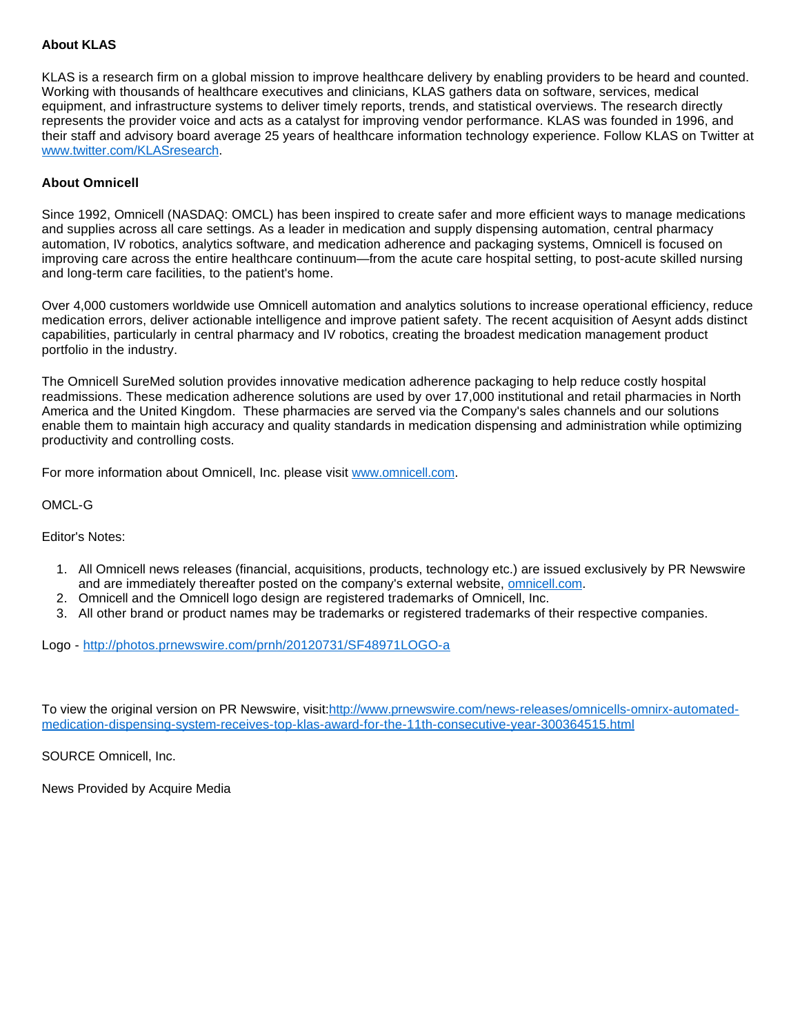**About KLAS**

KLAS is a research firm on a global mission to improve healthcare delivery by enabling providers to be heard and counted. Working with thousands of healthcare executives and clinicians, KLAS gathers data on software, services, medical equipment, and infrastructure systems to deliver timely reports, trends, and statistical overviews. The research directly represents the provider voice and acts as a catalyst for improving vendor performance. KLAS was founded in 1996, and their staff and advisory board average 25 years of healthcare information technology experience. Follow KLAS on Twitter at [www.twitter.com/KLASresearch](http://www.twitter.com/KLASresearch).

**About Omnicell**

Since 1992, Omnicell (NASDAQ: OMCL) has been inspired to create safer and more efficient ways to manage medications and supplies across all care settings. As a leader in medication and supply dispensing automation, central pharmacy automation, IV robotics, analytics software, and medication adherence and packaging systems, Omnicell is focused on improving care across the entire healthcare continuum—from the acute care hospital setting, to post-acute skilled nursing and long-term care facilities, to the patient's home.

Over 4,000 customers worldwide use Omnicell automation and analytics solutions to increase operational efficiency, reduce medication errors, deliver actionable intelligence and improve patient safety. The recent acquisition of Aesynt adds distinct capabilities, particularly in central pharmacy and IV robotics, creating the broadest medication management product portfolio in the industry.

The Omnicell SureMed solution provides innovative medication adherence packaging to help reduce costly hospital readmissions. These medication adherence solutions are used by over 17,000 institutional and retail pharmacies in North America and the United Kingdom. These pharmacies are served via the Company's sales channels and our solutions enable them to maintain high accuracy and quality standards in medication dispensing and administration while optimizing productivity and controlling costs.

For more information about Omnicell, Inc. please visit [www.omnicell.com](http://www.omnicell.com).

OMCL-G

Editor's Notes:

1. All Omnicell news releases (financial, acquisitions, products, technology etc.) are issued exclusively by PR Newswire and are immediately thereafter posted on the company's external website, [omnicell.com](http://omnicell.com).
2. Omnicell and the Omnicell logo design are registered trademarks of Omnicell, Inc.
3. All other brand or product names may be trademarks or registered trademarks of their respective companies.

Logo - [http://photos.prnewswire.com/prnh/20120731/SF48971LOGO-a](http://photos.prnewswire.com/prnh/20120731/SF48971LOGO-a)

To view the original version on PR Newswire, visit:[http://www.prnewswire.com/news-releases/omnicells-omnirx-automated-medication-dispensing-system-receives-top-klas-award-for-the-11th-consecutive-year-300364515.html](http://www.prnewswire.com/news-releases/omnicells-omnirx-automated-medication-dispensing-system-receives-top-klas-award-for-the-11th-consecutive-year-300364515.html)

SOURCE Omnicell, Inc.

News Provided by Acquire Media